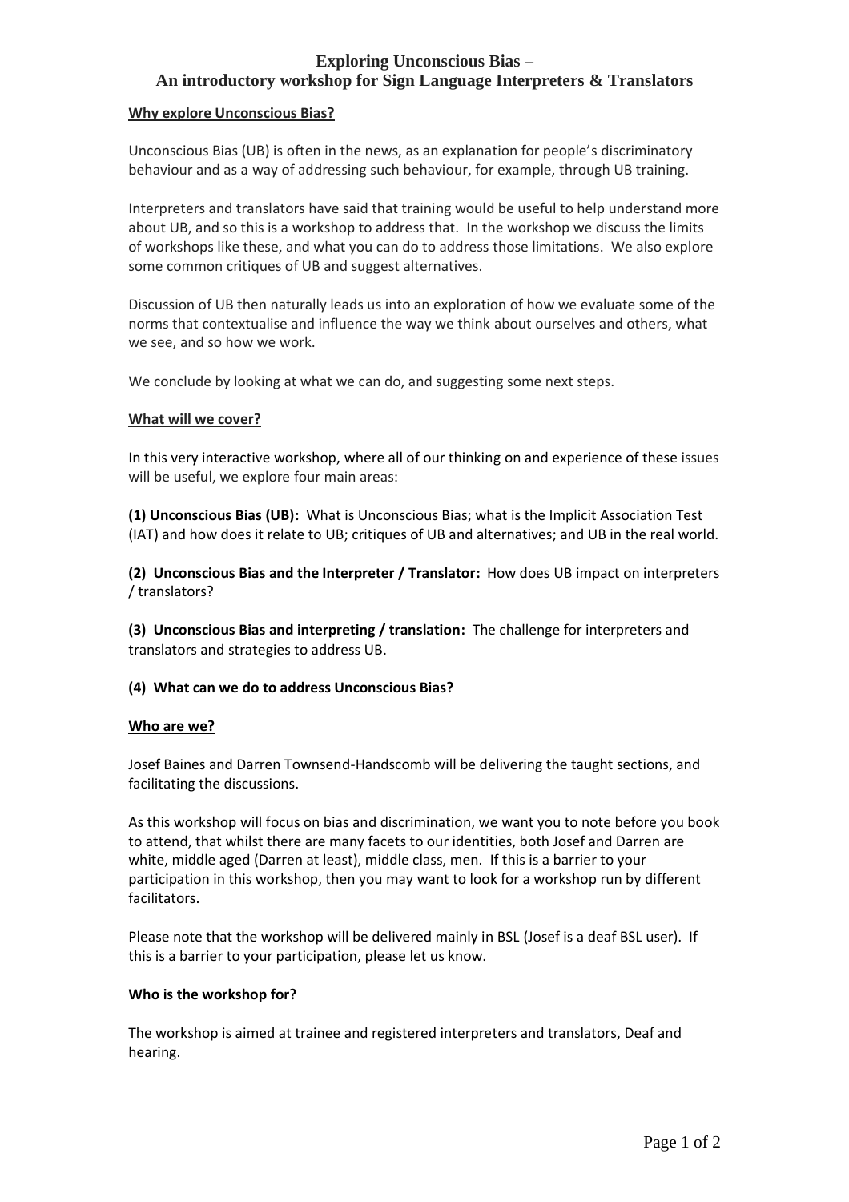# Exploring Unconscious Bias –
# An introductory workshop for Sign Language Interpreters & Translators

## Why explore Unconscious Bias?

Unconscious Bias (UB) is often in the news, as an explanation for people's discriminatory behaviour and as a way of addressing such behaviour, for example, through UB training.

Interpreters and translators have said that training would be useful to help understand more about UB, and so this is a workshop to address that. In the workshop we discuss the limits of workshops like these, and what you can do to address those limitations. We also explore some common critiques of UB and suggest alternatives.

Discussion of UB then naturally leads us into an exploration of how we evaluate some of the norms that contextualise and influence the way we think about ourselves and others, what we see, and so how we work.

We conclude by looking at what we can do, and suggesting some next steps.

## What will we cover?

In this very interactive workshop, where all of our thinking on and experience of these issues will be useful, we explore four main areas:

**(1) Unconscious Bias (UB):** What is Unconscious Bias; what is the Implicit Association Test (IAT) and how does it relate to UB; critiques of UB and alternatives; and UB in the real world.

**(2) Unconscious Bias and the Interpreter / Translator:** How does UB impact on interpreters / translators?

**(3) Unconscious Bias and interpreting / translation:** The challenge for interpreters and translators and strategies to address UB.

**(4) What can we do to address Unconscious Bias?**

## Who are we?

Josef Baines and Darren Townsend-Handscomb will be delivering the taught sections, and facilitating the discussions.

As this workshop will focus on bias and discrimination, we want you to note before you book to attend, that whilst there are many facets to our identities, both Josef and Darren are white, middle aged (Darren at least), middle class, men. If this is a barrier to your participation in this workshop, then you may want to look for a workshop run by different facilitators.

Please note that the workshop will be delivered mainly in BSL (Josef is a deaf BSL user). If this is a barrier to your participation, please let us know.

## Who is the workshop for?

The workshop is aimed at trainee and registered interpreters and translators, Deaf and hearing.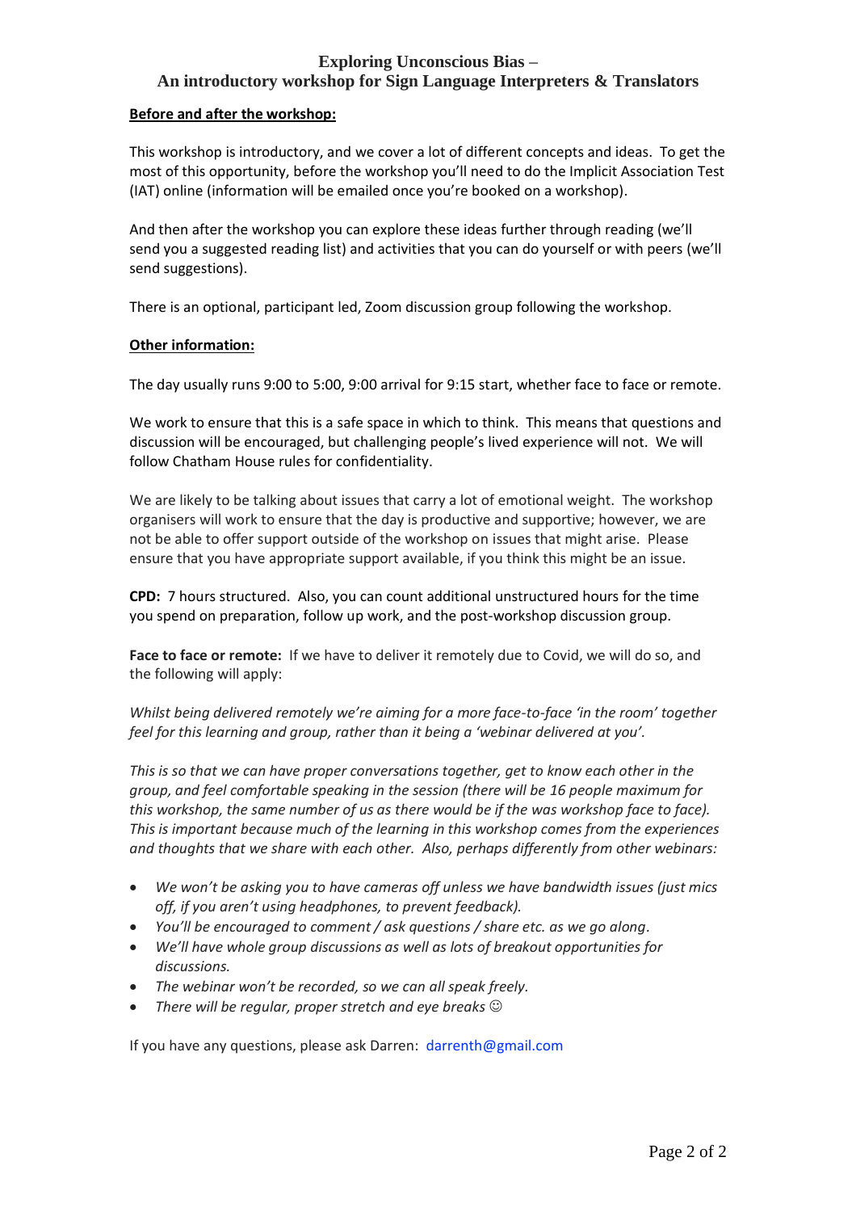# Exploring Unconscious Bias – An introductory workshop for Sign Language Interpreters & Translators

**Before and after the workshop:**

This workshop is introductory, and we cover a lot of different concepts and ideas. To get the most of this opportunity, before the workshop you'll need to do the Implicit Association Test (IAT) online (information will be emailed once you're booked on a workshop).

And then after the workshop you can explore these ideas further through reading (we'll send you a suggested reading list) and activities that you can do yourself or with peers (we'll send suggestions).

There is an optional, participant led, Zoom discussion group following the workshop.

**Other information:**

The day usually runs 9:00 to 5:00, 9:00 arrival for 9:15 start, whether face to face or remote.

We work to ensure that this is a safe space in which to think. This means that questions and discussion will be encouraged, but challenging people's lived experience will not. We will follow Chatham House rules for confidentiality.

We are likely to be talking about issues that carry a lot of emotional weight. The workshop organisers will work to ensure that the day is productive and supportive; however, we are not be able to offer support outside of the workshop on issues that might arise. Please ensure that you have appropriate support available, if you think this might be an issue.

**CPD:** 7 hours structured. Also, you can count additional unstructured hours for the time you spend on preparation, follow up work, and the post-workshop discussion group.

**Face to face or remote:** If we have to deliver it remotely due to Covid, we will do so, and the following will apply:

*Whilst being delivered remotely we're aiming for a more face-to-face 'in the room' together feel for this learning and group, rather than it being a 'webinar delivered at you'.*

*This is so that we can have proper conversations together, get to know each other in the group, and feel comfortable speaking in the session (there will be 16 people maximum for this workshop, the same number of us as there would be if the was workshop face to face). This is important because much of the learning in this workshop comes from the experiences and thoughts that we share with each other. Also, perhaps differently from other webinars:*

- *We won't be asking you to have cameras off unless we have bandwidth issues (just mics off, if you aren't using headphones, to prevent feedback).*
- *You'll be encouraged to comment / ask questions / share etc. as we go along.*
- *We'll have whole group discussions as well as lots of breakout opportunities for discussions.*
- *The webinar won't be recorded, so we can all speak freely.*
- *There will be regular, proper stretch and eye breaks ☺*

If you have any questions, please ask Darren: darrenth@gmail.com